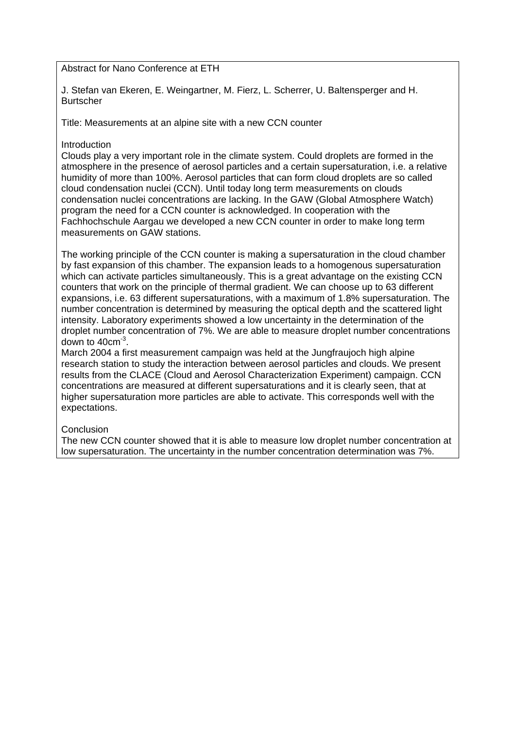Abstract for Nano Conference at ETH

J. Stefan van Ekeren, E. Weingartner, M. Fierz, L. Scherrer, U. Baltensperger and H. Burtscher

Title: Measurements at an alpine site with a new CCN counter

## Introduction

Clouds play a very important role in the climate system. Could droplets are formed in the atmosphere in the presence of aerosol particles and a certain supersaturation, i.e. a relative humidity of more than 100%. Aerosol particles that can form cloud droplets are so called cloud condensation nuclei (CCN). Until today long term measurements on clouds condensation nuclei concentrations are lacking. In the GAW (Global Atmosphere Watch) program the need for a CCN counter is acknowledged. In cooperation with the Fachhochschule Aargau we developed a new CCN counter in order to make long term measurements on GAW stations.

The working principle of the CCN counter is making a supersaturation in the cloud chamber by fast expansion of this chamber. The expansion leads to a homogenous supersaturation which can activate particles simultaneously. This is a great advantage on the existing CCN counters that work on the principle of thermal gradient. We can choose up to 63 different expansions, i.e. 63 different supersaturations, with a maximum of 1.8% supersaturation. The number concentration is determined by measuring the optical depth and the scattered light intensity. Laboratory experiments showed a low uncertainty in the determination of the droplet number concentration of 7%. We are able to measure droplet number concentrations down to $40 cm^{-3}$.

March 2004 a first measurement campaign was held at the Jungfraujoch high alpine research station to study the interaction between aerosol particles and clouds. We present results from the CLACE (Cloud and Aerosol Characterization Experiment) campaign. CCN concentrations are measured at different supersaturations and it is clearly seen, that at higher supersaturation more particles are able to activate. This corresponds well with the expectations.

## Conclusion

The new CCN counter showed that it is able to measure low droplet number concentration at low supersaturation. The uncertainty in the number concentration determination was 7%.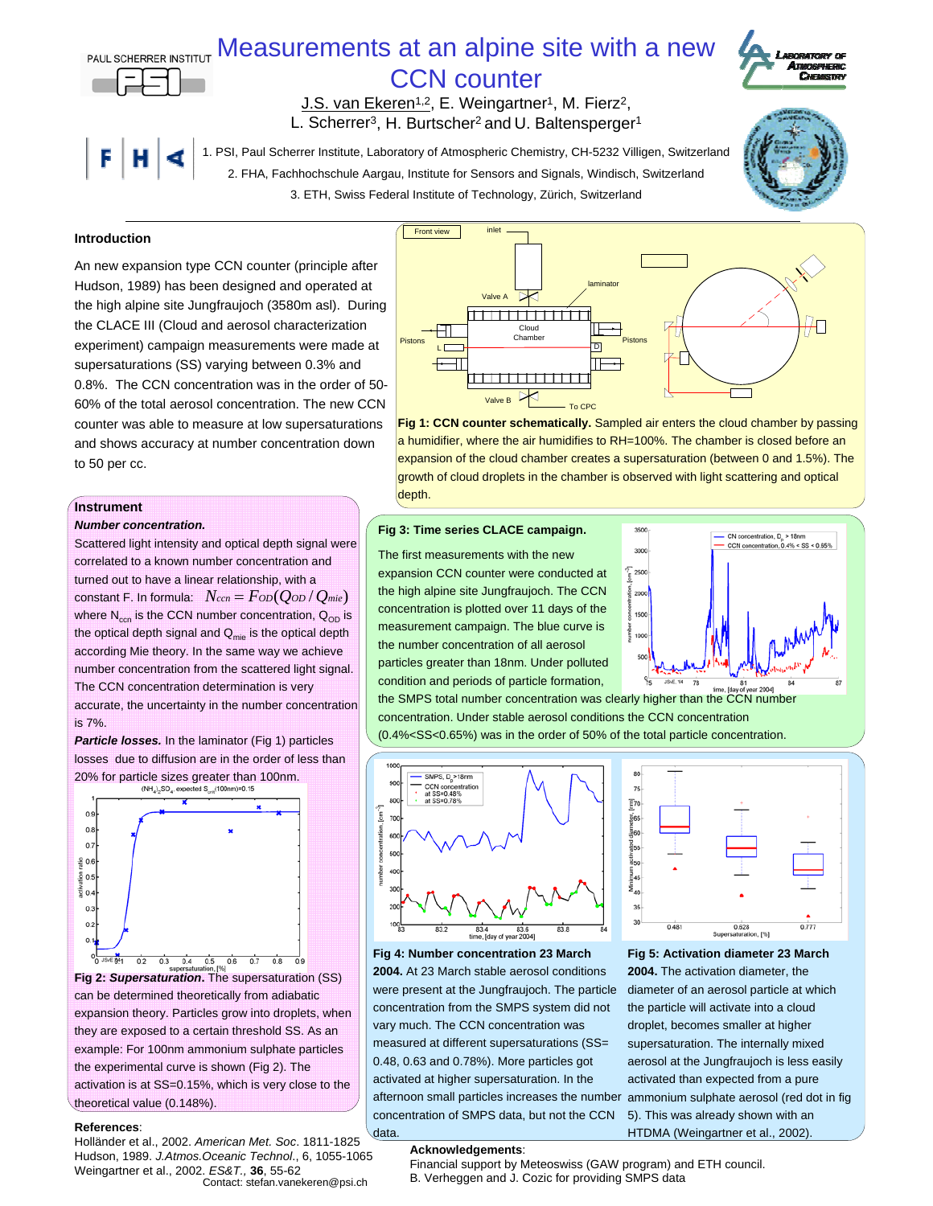# Measurements at an alpine site with a new CCN counter

J.S. van Ekeren[1,2], E. Weingartner[1], M. Fierz[2], L. Scherrer[3], H. Burtscher[2] and U. Baltensperger[1]

1. PSI, Paul Scherrer Institute, Laboratory of Atmospheric Chemistry, CH-5232 Villigen, Switzerland
2. FHA, Fachhochschule Aargau, Institute for Sensors and Signals, Windisch, Switzerland
3. ETH, Swiss Federal Institute of Technology, Zürich, Switzerland

## Introduction

An new expansion type CCN counter (principle after Hudson, 1989) has been designed and operated at the high alpine site Jungfraujoch (3580m asl). During the CLACE III (Cloud and aerosol characterization experiment) campaign measurements were made at supersaturations (SS) varying between 0.3% and 0.8%. The CCN concentration was in the order of 50-60% of the total aerosol concentration. The new CCN counter was able to measure at low supersaturations and shows accuracy at number concentration down to 50 per cc.

Front view
inlet
laminator
Valve A
Cloud Chamber
Pistons
L
D
Pistons
Valve B
To CPC

**Fig 1: CCN counter schematically.** Sampled air enters the cloud chamber by passing a humidifier, where the air humidifies to RH=100%. The chamber is closed before an expansion of the cloud chamber creates a supersaturation (between 0 and 1.5%). The growth of cloud droplets in the chamber is observed with light scattering and optical depth.

## Instrument

***Number concentration.***
Scattered light intensity and optical depth signal were correlated to a known number concentration and turned out to have a linear relationship, with a constant F. In formula: $N_{ccn} = F_{OD}(Q_{OD}/Q_{mie})$ where $N_{ccn}$ is the CCN number concentration, $Q_{OD}$ is the optical depth signal and $Q_{mie}$ is the optical depth according Mie theory. In the same way we achieve number concentration from the scattered light signal. The CCN concentration determination is very accurate, the uncertainty in the number concentration is 7%.

***Particle losses.*** In the laminator (Fig 1) particles losses due to diffusion are in the order of less than 20% for particle sizes greater than 100nm.

$(NH_4)_2SO_4$, expected $S_{crit}$(100nm)=0.15
activation ratio
supersaturation, [%]
0 0.1 0.2 0.3 0.4 0.5 0.6 0.7 0.8 0.9

**Fig 2: *Supersaturation.*** The supersaturation (SS) can be determined theoretically from adiabatic expansion theory. Particles grow into droplets, when they are exposed to a certain threshold SS. As an example: For 100nm ammonium sulphate particles the experimental curve is shown (Fig 2). The activation is at SS=0.15%, which is very close to the theoretical value (0.148%).

**Fig 3: Time series CLACE campaign.**

The first measurements with the new expansion CCN counter were conducted at the high alpine site Jungfraujoch. The CCN concentration is plotted over 11 days of the measurement campaign. The blue curve is the number concentration of all aerosol particles greater than 18nm. Under polluted condition and periods of particle formation, the SMPS total number concentration was clearly higher than the CCN number concentration. Under stable aerosol conditions the CCN concentration (0.4%<SS<0.65%) was in the order of 50% of the total particle concentration.

CN concentration, $D_p$ > 18nm
CCN concentration, 0.4% < SS < 0.65%
number concentration, [cm$^{-3}$]
time, [day of year 2004]

SMPS, $D_p$>18nm
CCN concentration at SS=0.48%
at SS=0.78%
number concentration, [cm$^{-3}$]
time, [day of year 2004]

Minimum activated diameter, [nm]
Supersaturation, [%]
0.481 0.628 0.777

**Fig 4: Number concentration 23 March 2004.** At 23 March stable aerosol conditions were present at the Jungfraujoch. The particle concentration from the SMPS system did not vary much. The CCN concentration was measured at different supersaturations (SS= 0.48, 0.63 and 0.78%). More particles got activated at higher supersaturation. In the afternoon small particles increases the number concentration of SMPS data, but not the CCN data.

**Fig 5: Activation diameter 23 March 2004.** The activation diameter, the diameter of an aerosol particle at which the particle will activate into a cloud droplet, becomes smaller at higher supersaturation. The internally mixed aerosol at the Jungfraujoch is less easily activated than expected from a pure ammonium sulphate aerosol (red dot in fig 5). This was already shown with an HTDMA (Weingartner et al., 2002).

**References**:
Holländer et al., 2002. *American Met. Soc*. 1811-1825
Hudson, 1989. *J.Atmos.Oceanic Technol*., 6, 1055-1065
Weingartner et al., 2002. *ES&T.*, **36**, 55-62

Contact: stefan.vanekeren@psi.ch

**Acknowledgements**:
Financial support by Meteoswiss (GAW program) and ETH council.
B. Verheggen and J. Cozic for providing SMPS data